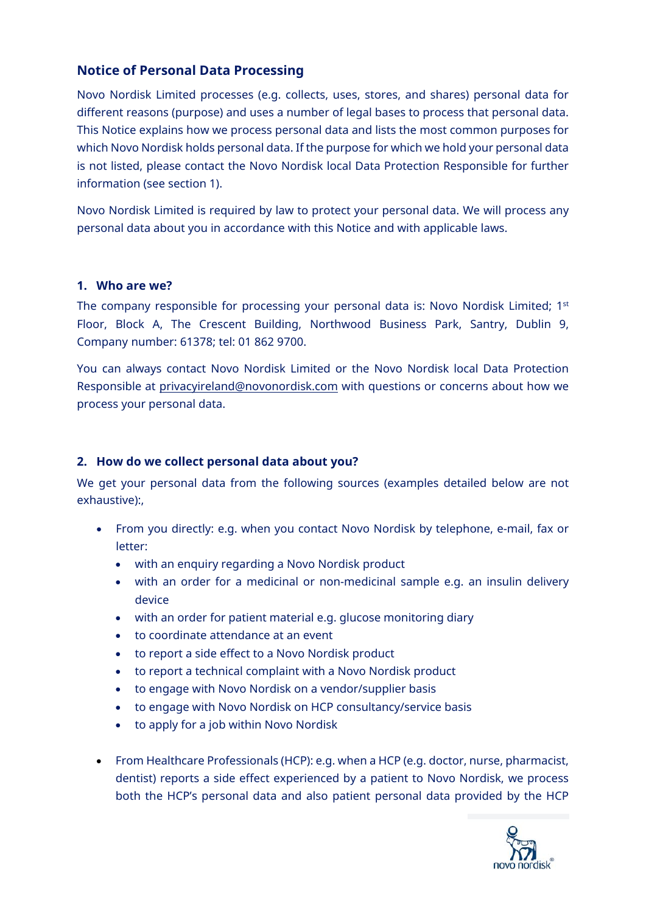## Notice of Personal Data Processing

Novo Nordisk Limited processes (e.g. collects, uses, stores, and shares) personal data for different reasons (purpose) and uses a number of legal bases to process that personal data. This Notice explains how we process personal data and lists the most common purposes for which Novo Nordisk holds personal data. If the purpose for which we hold your personal data is not listed, please contact the Novo Nordisk local Data Protection Responsible for further information (see section 1).

Novo Nordisk Limited is required by law to protect your personal data. We will process any personal data about you in accordance with this Notice and with applicable laws.

### 1. Who are we?

The company responsible for processing your personal data is: Novo Nordisk Limited; 1st Floor, Block A, The Crescent Building, Northwood Business Park, Santry, Dublin 9, Company number: 61378; tel: 01 862 9700.

You can always contact Novo Nordisk Limited or the Novo Nordisk local Data Protection Responsible at privacyireland@novonordisk.com with questions or concerns about how we process your personal data.

### 2. How do we collect personal data about you?

We get your personal data from the following sources (examples detailed below are not exhaustive):,

- From you directly: e.g. when you contact Novo Nordisk by telephone, e-mail, fax or letter:
  - with an enquiry regarding a Novo Nordisk product
  - with an order for a medicinal or non-medicinal sample e.g. an insulin delivery device
  - with an order for patient material e.g. glucose monitoring diary
  - to coordinate attendance at an event
  - to report a side effect to a Novo Nordisk product
  - to report a technical complaint with a Novo Nordisk product
  - to engage with Novo Nordisk on a vendor/supplier basis
  - to engage with Novo Nordisk on HCP consultancy/service basis
  - to apply for a job within Novo Nordisk

- From Healthcare Professionals (HCP): e.g. when a HCP (e.g. doctor, nurse, pharmacist, dentist) reports a side effect experienced by a patient to Novo Nordisk, we process both the HCP's personal data and also patient personal data provided by the HCP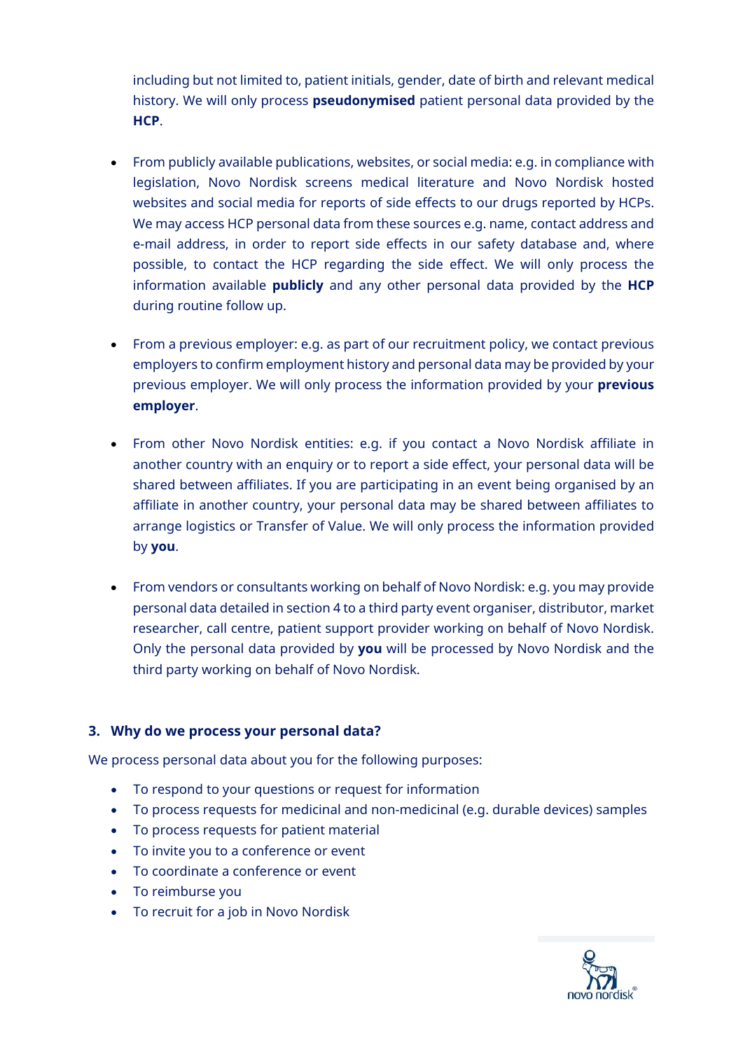including but not limited to, patient initials, gender, date of birth and relevant medical history. We will only process **pseudonymised** patient personal data provided by the **HCP**.

- From publicly available publications, websites, or social media: e.g. in compliance with legislation, Novo Nordisk screens medical literature and Novo Nordisk hosted websites and social media for reports of side effects to our drugs reported by HCPs. We may access HCP personal data from these sources e.g. name, contact address and e-mail address, in order to report side effects in our safety database and, where possible, to contact the HCP regarding the side effect. We will only process the information available **publicly** and any other personal data provided by the **HCP** during routine follow up.

- From a previous employer: e.g. as part of our recruitment policy, we contact previous employers to confirm employment history and personal data may be provided by your previous employer. We will only process the information provided by your **previous employer**.

- From other Novo Nordisk entities: e.g. if you contact a Novo Nordisk affiliate in another country with an enquiry or to report a side effect, your personal data will be shared between affiliates. If you are participating in an event being organised by an affiliate in another country, your personal data may be shared between affiliates to arrange logistics or Transfer of Value. We will only process the information provided by **you**.

- From vendors or consultants working on behalf of Novo Nordisk: e.g. you may provide personal data detailed in section 4 to a third party event organiser, distributor, market researcher, call centre, patient support provider working on behalf of Novo Nordisk. Only the personal data provided by **you** will be processed by Novo Nordisk and the third party working on behalf of Novo Nordisk.

## 3. Why do we process your personal data?

We process personal data about you for the following purposes:

- To respond to your questions or request for information
- To process requests for medicinal and non-medicinal (e.g. durable devices) samples
- To process requests for patient material
- To invite you to a conference or event
- To coordinate a conference or event
- To reimburse you
- To recruit for a job in Novo Nordisk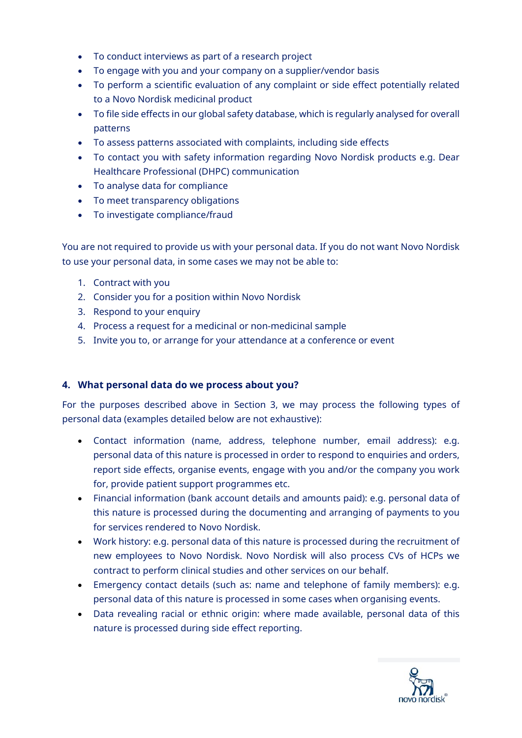- To conduct interviews as part of a research project
- To engage with you and your company on a supplier/vendor basis
- To perform a scientific evaluation of any complaint or side effect potentially related to a Novo Nordisk medicinal product
- To file side effects in our global safety database, which is regularly analysed for overall patterns
- To assess patterns associated with complaints, including side effects
- To contact you with safety information regarding Novo Nordisk products e.g. Dear Healthcare Professional (DHPC) communication
- To analyse data for compliance
- To meet transparency obligations
- To investigate compliance/fraud

You are not required to provide us with your personal data. If you do not want Novo Nordisk to use your personal data, in some cases we may not be able to:

1. Contract with you
2. Consider you for a position within Novo Nordisk
3. Respond to your enquiry
4. Process a request for a medicinal or non-medicinal sample
5. Invite you to, or arrange for your attendance at a conference or event

## 4. What personal data do we process about you?

For the purposes described above in Section 3, we may process the following types of personal data (examples detailed below are not exhaustive):

- Contact information (name, address, telephone number, email address): e.g. personal data of this nature is processed in order to respond to enquiries and orders, report side effects, organise events, engage with you and/or the company you work for, provide patient support programmes etc.
- Financial information (bank account details and amounts paid): e.g. personal data of this nature is processed during the documenting and arranging of payments to you for services rendered to Novo Nordisk.
- Work history: e.g. personal data of this nature is processed during the recruitment of new employees to Novo Nordisk. Novo Nordisk will also process CVs of HCPs we contract to perform clinical studies and other services on our behalf.
- Emergency contact details (such as: name and telephone of family members): e.g. personal data of this nature is processed in some cases when organising events.
- Data revealing racial or ethnic origin: where made available, personal data of this nature is processed during side effect reporting.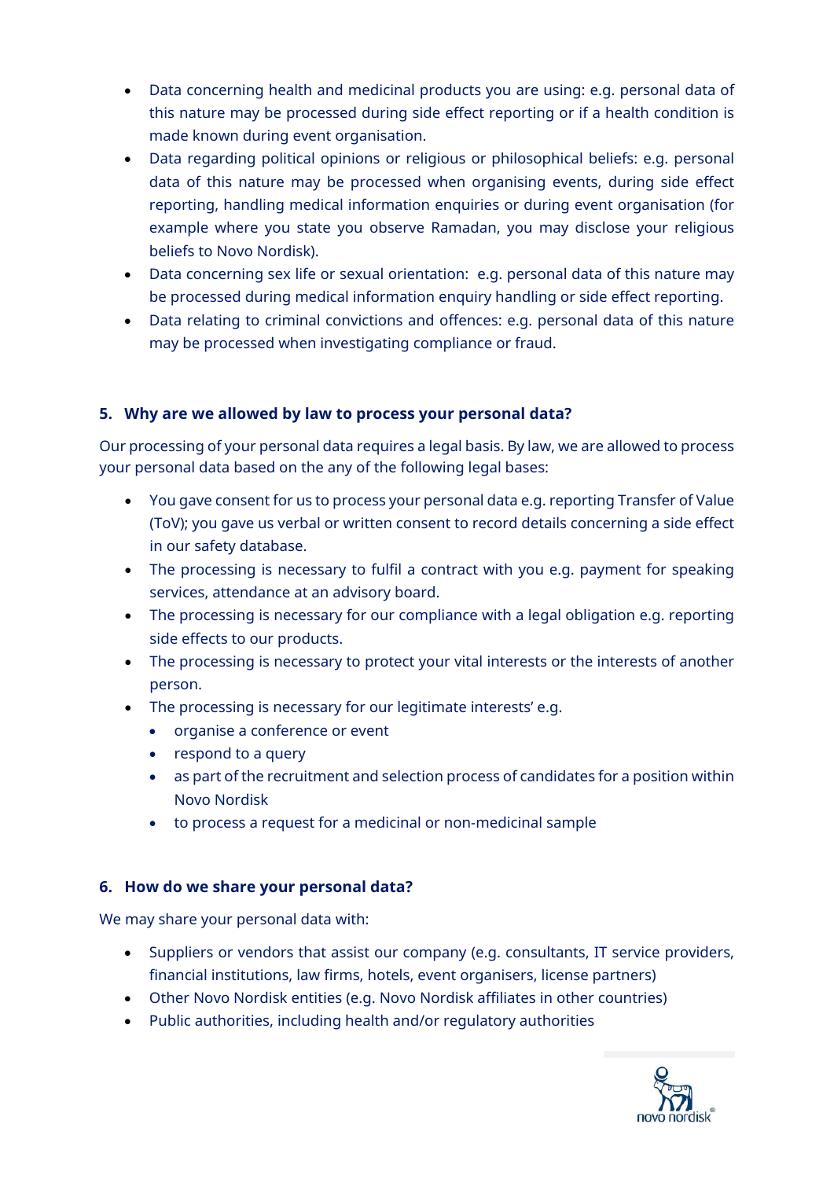- Data concerning health and medicinal products you are using: e.g. personal data of this nature may be processed during side effect reporting or if a health condition is made known during event organisation.
- Data regarding political opinions or religious or philosophical beliefs: e.g. personal data of this nature may be processed when organising events, during side effect reporting, handling medical information enquiries or during event organisation (for example where you state you observe Ramadan, you may disclose your religious beliefs to Novo Nordisk).
- Data concerning sex life or sexual orientation: e.g. personal data of this nature may be processed during medical information enquiry handling or side effect reporting.
- Data relating to criminal convictions and offences: e.g. personal data of this nature may be processed when investigating compliance or fraud.

## 5. Why are we allowed by law to process your personal data?

Our processing of your personal data requires a legal basis. By law, we are allowed to process your personal data based on the any of the following legal bases:

- You gave consent for us to process your personal data e.g. reporting Transfer of Value (ToV); you gave us verbal or written consent to record details concerning a side effect in our safety database.
- The processing is necessary to fulfil a contract with you e.g. payment for speaking services, attendance at an advisory board.
- The processing is necessary for our compliance with a legal obligation e.g. reporting side effects to our products.
- The processing is necessary to protect your vital interests or the interests of another person.
- The processing is necessary for our legitimate interests' e.g.
  - organise a conference or event
  - respond to a query
  - as part of the recruitment and selection process of candidates for a position within Novo Nordisk
  - to process a request for a medicinal or non-medicinal sample

## 6. How do we share your personal data?

We may share your personal data with:

- Suppliers or vendors that assist our company (e.g. consultants, IT service providers, financial institutions, law firms, hotels, event organisers, license partners)
- Other Novo Nordisk entities (e.g. Novo Nordisk affiliates in other countries)
- Public authorities, including health and/or regulatory authorities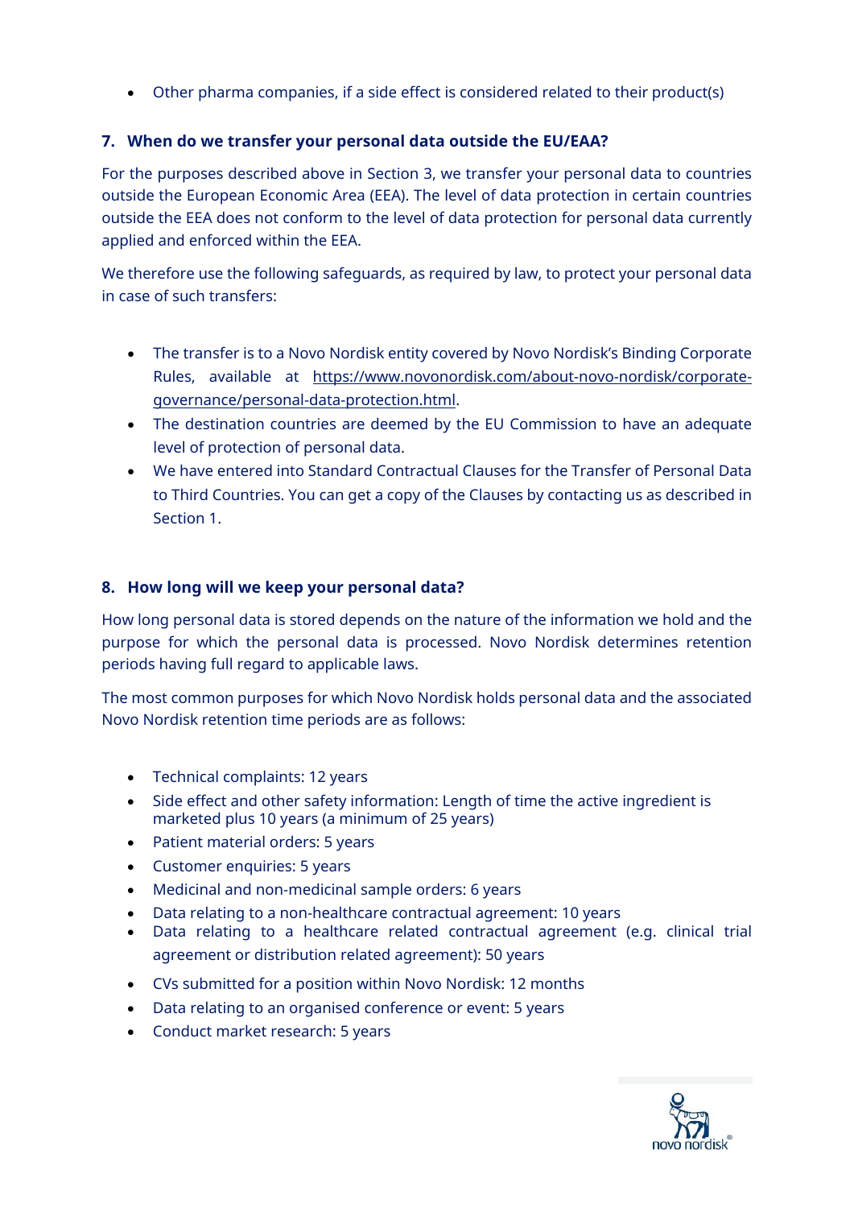- Other pharma companies, if a side effect is considered related to their product(s)

## 7. When do we transfer your personal data outside the EU/EAA?

For the purposes described above in Section 3, we transfer your personal data to countries outside the European Economic Area (EEA). The level of data protection in certain countries outside the EEA does not conform to the level of data protection for personal data currently applied and enforced within the EEA.

We therefore use the following safeguards, as required by law, to protect your personal data in case of such transfers:

- The transfer is to a Novo Nordisk entity covered by Novo Nordisk's Binding Corporate Rules, available at https://www.novonordisk.com/about-novo-nordisk/corporate-governance/personal-data-protection.html.
- The destination countries are deemed by the EU Commission to have an adequate level of protection of personal data.
- We have entered into Standard Contractual Clauses for the Transfer of Personal Data to Third Countries. You can get a copy of the Clauses by contacting us as described in Section 1.

## 8. How long will we keep your personal data?

How long personal data is stored depends on the nature of the information we hold and the purpose for which the personal data is processed. Novo Nordisk determines retention periods having full regard to applicable laws.

The most common purposes for which Novo Nordisk holds personal data and the associated Novo Nordisk retention time periods are as follows:

- Technical complaints: 12 years
- Side effect and other safety information: Length of time the active ingredient is marketed plus 10 years (a minimum of 25 years)
- Patient material orders: 5 years
- Customer enquiries: 5 years
- Medicinal and non-medicinal sample orders: 6 years
- Data relating to a non-healthcare contractual agreement: 10 years
- Data relating to a healthcare related contractual agreement (e.g. clinical trial agreement or distribution related agreement): 50 years
- CVs submitted for a position within Novo Nordisk: 12 months
- Data relating to an organised conference or event: 5 years
- Conduct market research: 5 years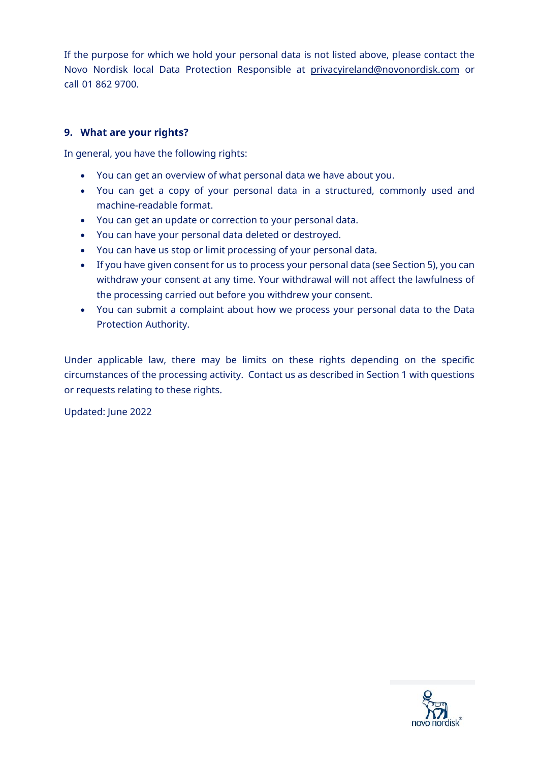If the purpose for which we hold your personal data is not listed above, please contact the Novo Nordisk local Data Protection Responsible at privacyireland@novonordisk.com or call 01 862 9700.

## 9. What are your rights?

In general, you have the following rights:

- You can get an overview of what personal data we have about you.
- You can get a copy of your personal data in a structured, commonly used and machine-readable format.
- You can get an update or correction to your personal data.
- You can have your personal data deleted or destroyed.
- You can have us stop or limit processing of your personal data.
- If you have given consent for us to process your personal data (see Section 5), you can withdraw your consent at any time. Your withdrawal will not affect the lawfulness of the processing carried out before you withdrew your consent.
- You can submit a complaint about how we process your personal data to the Data Protection Authority.

Under applicable law, there may be limits on these rights depending on the specific circumstances of the processing activity. Contact us as described in Section 1 with questions or requests relating to these rights.

Updated: June 2022